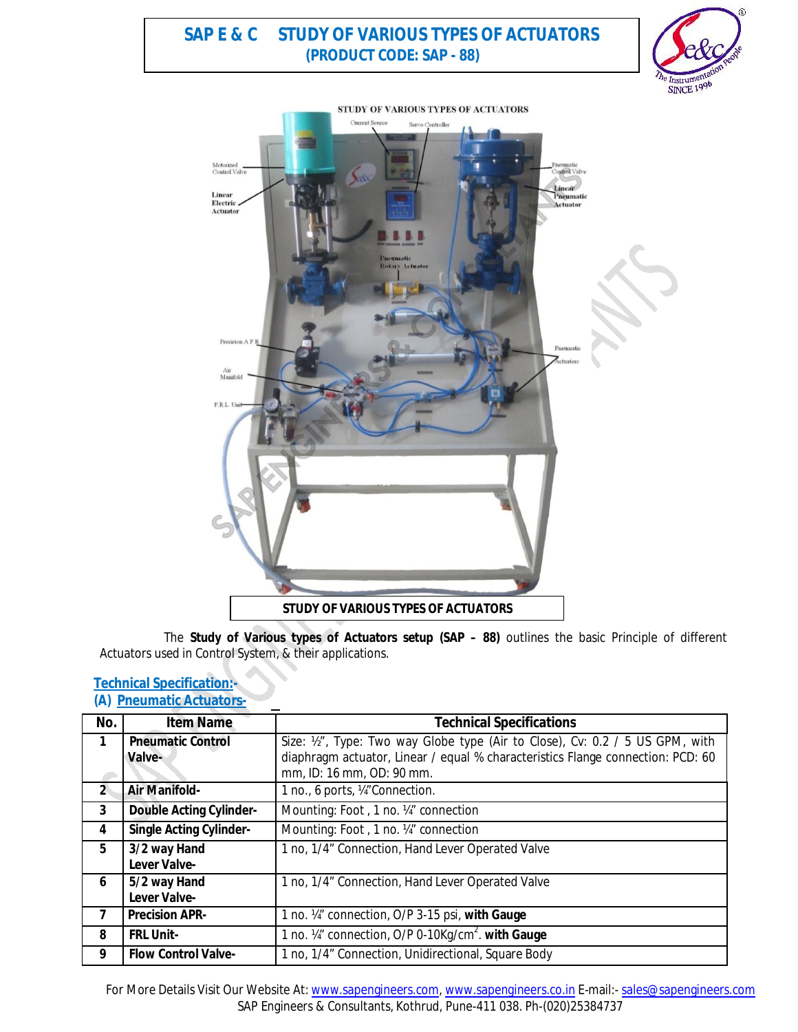# SAP E & C STUDY OF VARIOUS TYPES OF ACTUATORS

## (PRODUCT CODE: SAP - 88)

**STUDY OF VARIOUS TYPES OF ACTUATORS**

The **Study of Various types of Actuators setup (SAP – 88)** outlines the basic Principle of different Actuators used in Control System, & their applications.

## Technical Specification:-

### (A) Pneumatic Actuators-

| No. | Item Name | Technical Specifications |
|---|---|---|
| 1 | **Pneumatic Control Valve-** | Size: ½", Type: Two way Globe type (Air to Close), Cv: 0.2 / 5 US GPM, with diaphragm actuator, Linear / equal % characteristics Flange connection: PCD: 60 mm, ID: 16 mm, OD: 90 mm. |
| 2 | **Air Manifold-** | 1 no., 6 ports, ¼"Connection. |
| 3 | **Double Acting Cylinder-** | Mounting: Foot , 1 no. ¼" connection |
| 4 | **Single Acting Cylinder-** | Mounting: Foot , 1 no. ¼" connection |
| 5 | **3/2 way Hand Lever Valve-** | 1 no, 1/4" Connection, Hand Lever Operated Valve |
| 6 | **5/2 way Hand Lever Valve-** | 1 no, 1/4" Connection, Hand Lever Operated Valve |
| 7 | **Precision APR-** | 1 no. ¼" connection, O/P 3-15 psi, **with Gauge** |
| 8 | **FRL Unit-** | 1 no. ¼" connection, O/P 0-10Kg/cm$^2$. **with Gauge** |
| 9 | **Flow Control Valve-** | 1 no, 1/4" Connection, Unidirectional, Square Body |

For More Details Visit Our Website At: www.sapengineers.com, www.sapengineers.co.in E-mail:- sales@sapengineers.com
SAP Engineers & Consultants, Kothrud, Pune-411 038. Ph-(020)25384737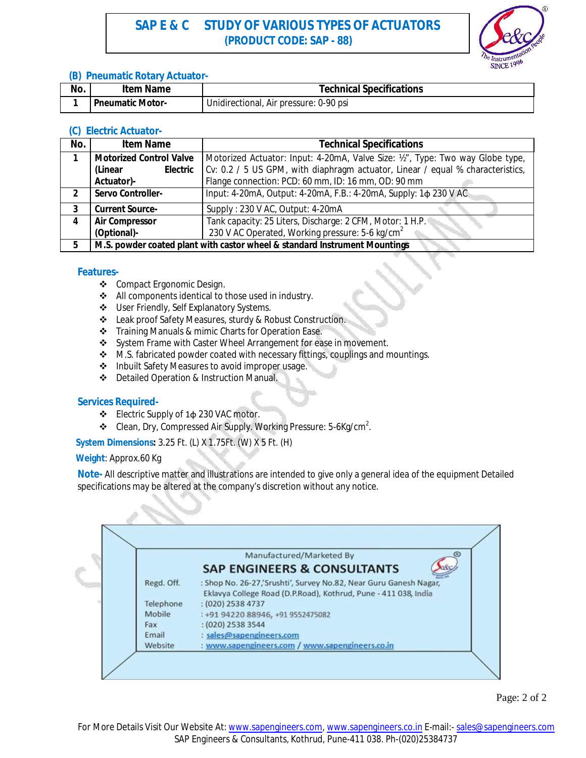**SAP E & C STUDY OF VARIOUS TYPES OF ACTUATORS**
**(PRODUCT CODE: SAP - 88)**

### (B) Pneumatic Rotary Actuator-

| No. | Item Name | Technical Specifications |
|---|---|---|
| 1 | **Pneumatic Motor-** | Unidirectional, Air pressure: 0-90 psi |

### (C) Electric Actuator-

| No. | Item Name | Technical Specifications |
|---|---|---|
| 1 | **Motorized Control Valve (Linear Electric Actuator)-** | Motorized Actuator: Input: 4-20mA, Valve Size: ½", Type: Two way Globe type, Cv: 0.2 / 5 US GPM, with diaphragm actuator, Linear / equal % characteristics, Flange connection: PCD: 60 mm, ID: 16 mm, OD: 90 mm |
| 2 | **Servo Controller-** | Input: 4-20mA, Output: 4-20mA, F.B.: 4-20mA, Supply: 1ɸ 230 V AC |
| 3 | **Current Source-** | Supply : 230 V AC, Output: 4-20mA |
| 4 | **Air Compressor (Optional)-** | Tank capacity: 25 Liters, Discharge: 2 CFM, Motor: 1 H.P. 230 V AC Operated, Working pressure: 5-6 kg/cm$^2$ |
| 5 | **M.S. powder coated plant with castor wheel & standard Instrument Mountings** | |

### Features-

- Compact Ergonomic Design.
- All components identical to those used in industry.
- User Friendly, Self Explanatory Systems.
- Leak proof Safety Measures, sturdy & Robust Construction.
- Training Manuals & mimic Charts for Operation Ease.
- System Frame with Caster Wheel Arrangement for ease in movement.
- M.S. fabricated powder coated with necessary fittings, couplings and mountings.
- Inbuilt Safety Measures to avoid improper usage.
- Detailed Operation & Instruction Manual.

### Services Required-

- Electric Supply of 1ɸ 230 VAC motor.
- Clean, Dry, Compressed Air Supply. Working Pressure: 5-6Kg/cm$^2$.

**System Dimensions:** 3.25 Ft. (L) X 1.75Ft. (W) X 5 Ft. (H)

**Weight**: Approx.60 Kg

**Note-** All descriptive matter and illustrations are intended to give only a general idea of the equipment Detailed specifications may be altered at the company's discretion without any notice.

Manufactured/Marketed By
**SAP ENGINEERS & CONSULTANTS**

| | |
|---|---|
| Regd. Off. | : Shop No. 26-27,'Srushti', Survey No.82, Near Guru Ganesh Nagar, Eklavya College Road (D.P.Road), Kothrud, Pune - 411 038, India |
| Telephone | : (020) 2538 4737 |
| Mobile | : +91 94220 88946, +91 9552475082 |
| Fax | : (020) 2538 3544 |
| Email | : sales@sapengineers.com |
| Website | : www.sapengineers.com / www.sapengineers.co.in |

For More Details Visit Our Website At: www.sapengineers.com, www.sapengineers.co.in E-mail:- sales@sapengineers.com
SAP Engineers & Consultants, Kothrud, Pune-411 038. Ph-(020)25384737